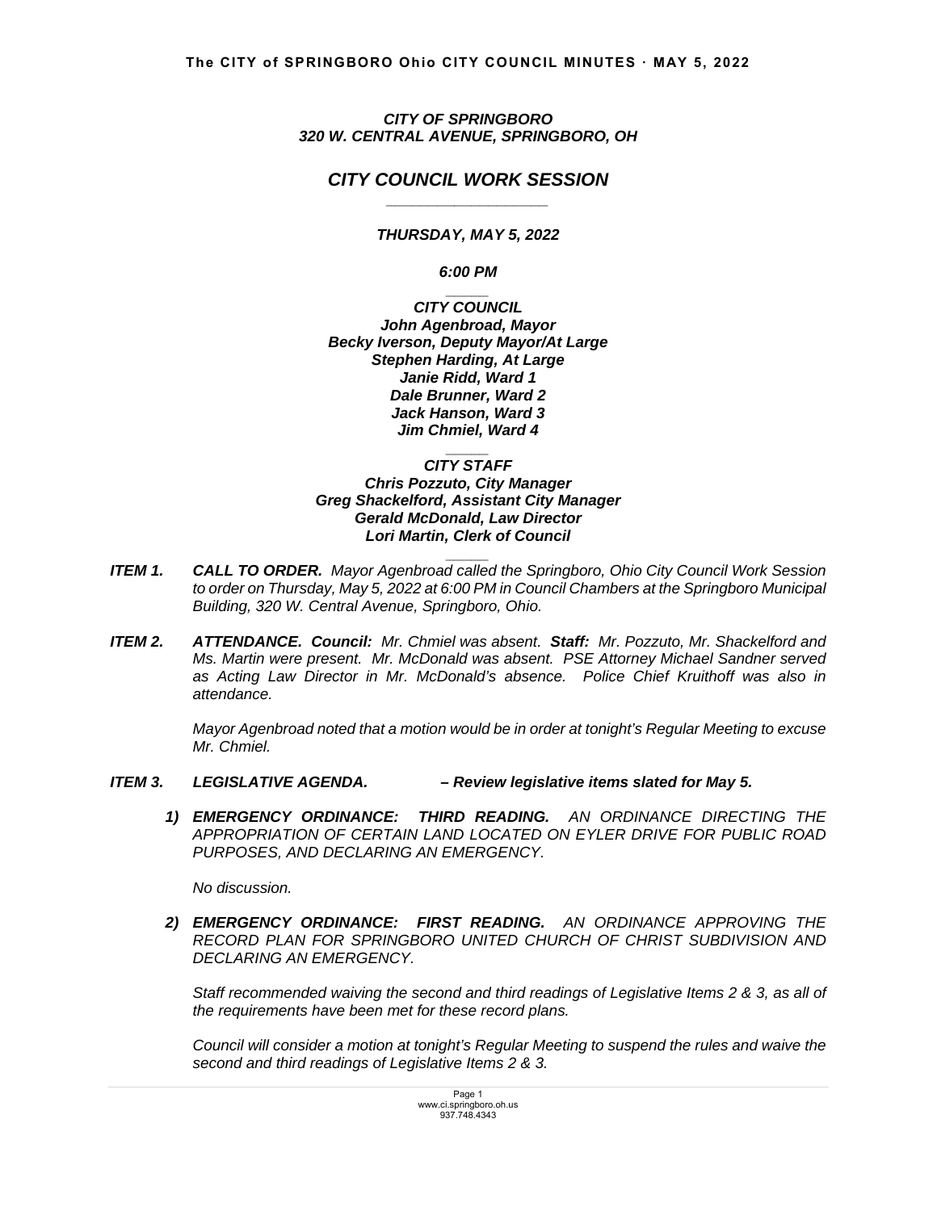***CITY OF SPRINGBORO***
***320 W. CENTRAL AVENUE, SPRINGBORO, OH***

# *CITY COUNCIL WORK SESSION*

***THURSDAY, MAY 5, 2022***

***6:00 PM***

***CITY COUNCIL***
***John Agenbroad, Mayor***
***Becky Iverson, Deputy Mayor/At Large***
***Stephen Harding, At Large***
***Janie Ridd, Ward 1***
***Dale Brunner, Ward 2***
***Jack Hanson, Ward 3***
***Jim Chmiel, Ward 4***

***CITY STAFF***
***Chris Pozzuto, City Manager***
***Greg Shackelford, Assistant City Manager***
***Gerald McDonald, Law Director***
***Lori Martin, Clerk of Council***

***ITEM 1. CALL TO ORDER.*** *Mayor Agenbroad called the Springboro, Ohio City Council Work Session to order on Thursday, May 5, 2022 at 6:00 PM in Council Chambers at the Springboro Municipal Building, 320 W. Central Avenue, Springboro, Ohio.*

***ITEM 2. ATTENDANCE. Council:*** *Mr. Chmiel was absent.* ***Staff:*** *Mr. Pozzuto, Mr. Shackelford and Ms. Martin were present. Mr. McDonald was absent. PSE Attorney Michael Sandner served as Acting Law Director in Mr. McDonald's absence. Police Chief Kruithoff was also in attendance.*

*Mayor Agenbroad noted that a motion would be in order at tonight's Regular Meeting to excuse Mr. Chmiel.*

***ITEM 3. LEGISLATIVE AGENDA. – Review legislative items slated for May 5.***

1) ***EMERGENCY ORDINANCE: THIRD READING.*** *AN ORDINANCE DIRECTING THE APPROPRIATION OF CERTAIN LAND LOCATED ON EYLER DRIVE FOR PUBLIC ROAD PURPOSES, AND DECLARING AN EMERGENCY.*

   *No discussion.*

2) ***EMERGENCY ORDINANCE: FIRST READING.*** *AN ORDINANCE APPROVING THE RECORD PLAN FOR SPRINGBORO UNITED CHURCH OF CHRIST SUBDIVISION AND DECLARING AN EMERGENCY.*

   *Staff recommended waiving the second and third readings of Legislative Items 2 & 3, as all of the requirements have been met for these record plans.*

   *Council will consider a motion at tonight's Regular Meeting to suspend the rules and waive the second and third readings of Legislative Items 2 & 3.*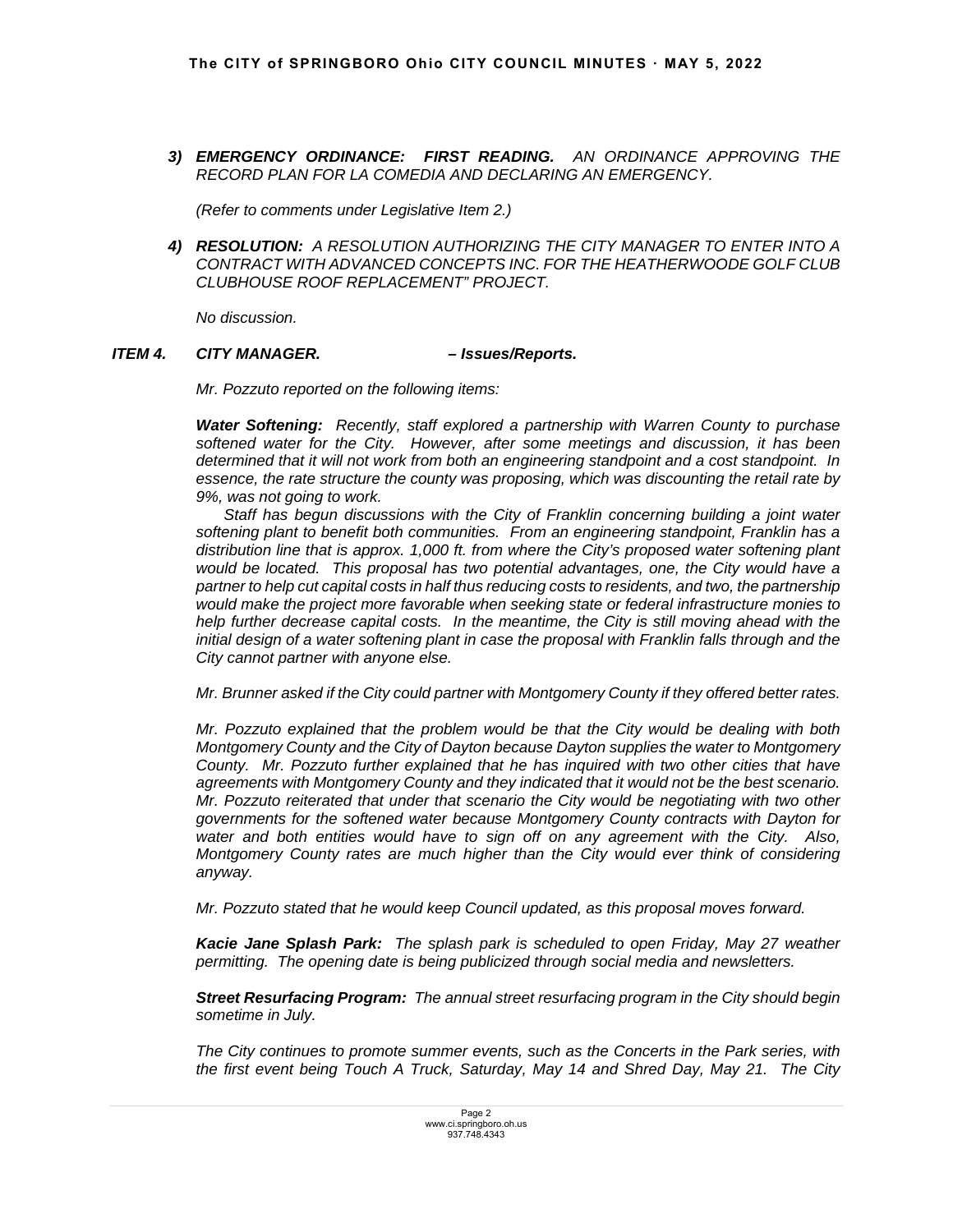*3) **EMERGENCY ORDINANCE: FIRST READING.** AN ORDINANCE APPROVING THE RECORD PLAN FOR LA COMEDIA AND DECLARING AN EMERGENCY.*

*(Refer to comments under Legislative Item 2.)*

*4) **RESOLUTION:** A RESOLUTION AUTHORIZING THE CITY MANAGER TO ENTER INTO A CONTRACT WITH ADVANCED CONCEPTS INC. FOR THE HEATHERWOODE GOLF CLUB CLUBHOUSE ROOF REPLACEMENT" PROJECT.*

*No discussion.*

***ITEM 4. CITY MANAGER. – Issues/Reports.***

*Mr. Pozzuto reported on the following items:*

***Water Softening:** Recently, staff explored a partnership with Warren County to purchase softened water for the City. However, after some meetings and discussion, it has been determined that it will not work from both an engineering standpoint and a cost standpoint. In essence, the rate structure the county was proposing, which was discounting the retail rate by 9%, was not going to work.*

*Staff has begun discussions with the City of Franklin concerning building a joint water softening plant to benefit both communities. From an engineering standpoint, Franklin has a distribution line that is approx. 1,000 ft. from where the City's proposed water softening plant would be located. This proposal has two potential advantages, one, the City would have a partner to help cut capital costs in half thus reducing costs to residents, and two, the partnership would make the project more favorable when seeking state or federal infrastructure monies to help further decrease capital costs. In the meantime, the City is still moving ahead with the initial design of a water softening plant in case the proposal with Franklin falls through and the City cannot partner with anyone else.*

*Mr. Brunner asked if the City could partner with Montgomery County if they offered better rates.*

*Mr. Pozzuto explained that the problem would be that the City would be dealing with both Montgomery County and the City of Dayton because Dayton supplies the water to Montgomery County. Mr. Pozzuto further explained that he has inquired with two other cities that have agreements with Montgomery County and they indicated that it would not be the best scenario. Mr. Pozzuto reiterated that under that scenario the City would be negotiating with two other governments for the softened water because Montgomery County contracts with Dayton for water and both entities would have to sign off on any agreement with the City. Also, Montgomery County rates are much higher than the City would ever think of considering anyway.*

*Mr. Pozzuto stated that he would keep Council updated, as this proposal moves forward.*

***Kacie Jane Splash Park:** The splash park is scheduled to open Friday, May 27 weather permitting. The opening date is being publicized through social media and newsletters.*

***Street Resurfacing Program:** The annual street resurfacing program in the City should begin sometime in July.*

*The City continues to promote summer events, such as the Concerts in the Park series, with the first event being Touch A Truck, Saturday, May 14 and Shred Day, May 21. The City*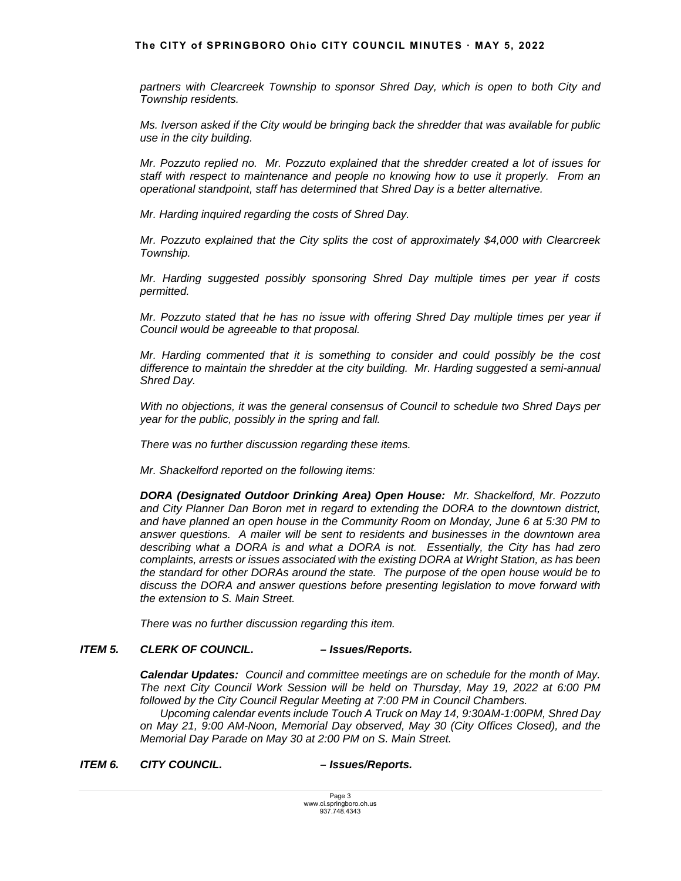*partners with Clearcreek Township to sponsor Shred Day, which is open to both City and Township residents.*

*Ms. Iverson asked if the City would be bringing back the shredder that was available for public use in the city building.*

*Mr. Pozzuto replied no. Mr. Pozzuto explained that the shredder created a lot of issues for staff with respect to maintenance and people no knowing how to use it properly. From an operational standpoint, staff has determined that Shred Day is a better alternative.*

*Mr. Harding inquired regarding the costs of Shred Day.*

*Mr. Pozzuto explained that the City splits the cost of approximately $4,000 with Clearcreek Township.*

*Mr. Harding suggested possibly sponsoring Shred Day multiple times per year if costs permitted.*

*Mr. Pozzuto stated that he has no issue with offering Shred Day multiple times per year if Council would be agreeable to that proposal.*

*Mr. Harding commented that it is something to consider and could possibly be the cost difference to maintain the shredder at the city building. Mr. Harding suggested a semi-annual Shred Day.*

*With no objections, it was the general consensus of Council to schedule two Shred Days per year for the public, possibly in the spring and fall.*

*There was no further discussion regarding these items.*

*Mr. Shackelford reported on the following items:*

***DORA (Designated Outdoor Drinking Area) Open House:*** *Mr. Shackelford, Mr. Pozzuto and City Planner Dan Boron met in regard to extending the DORA to the downtown district, and have planned an open house in the Community Room on Monday, June 6 at 5:30 PM to answer questions. A mailer will be sent to residents and businesses in the downtown area describing what a DORA is and what a DORA is not. Essentially, the City has had zero complaints, arrests or issues associated with the existing DORA at Wright Station, as has been the standard for other DORAs around the state. The purpose of the open house would be to discuss the DORA and answer questions before presenting legislation to move forward with the extension to S. Main Street.*

*There was no further discussion regarding this item.*

## ***ITEM 5. CLERK OF COUNCIL. – Issues/Reports.***

***Calendar Updates:*** *Council and committee meetings are on schedule for the month of May. The next City Council Work Session will be held on Thursday, May 19, 2022 at 6:00 PM followed by the City Council Regular Meeting at 7:00 PM in Council Chambers.*

*Upcoming calendar events include Touch A Truck on May 14, 9:30AM-1:00PM, Shred Day on May 21, 9:00 AM-Noon, Memorial Day observed, May 30 (City Offices Closed), and the Memorial Day Parade on May 30 at 2:00 PM on S. Main Street.*

## ***ITEM 6. CITY COUNCIL. – Issues/Reports.***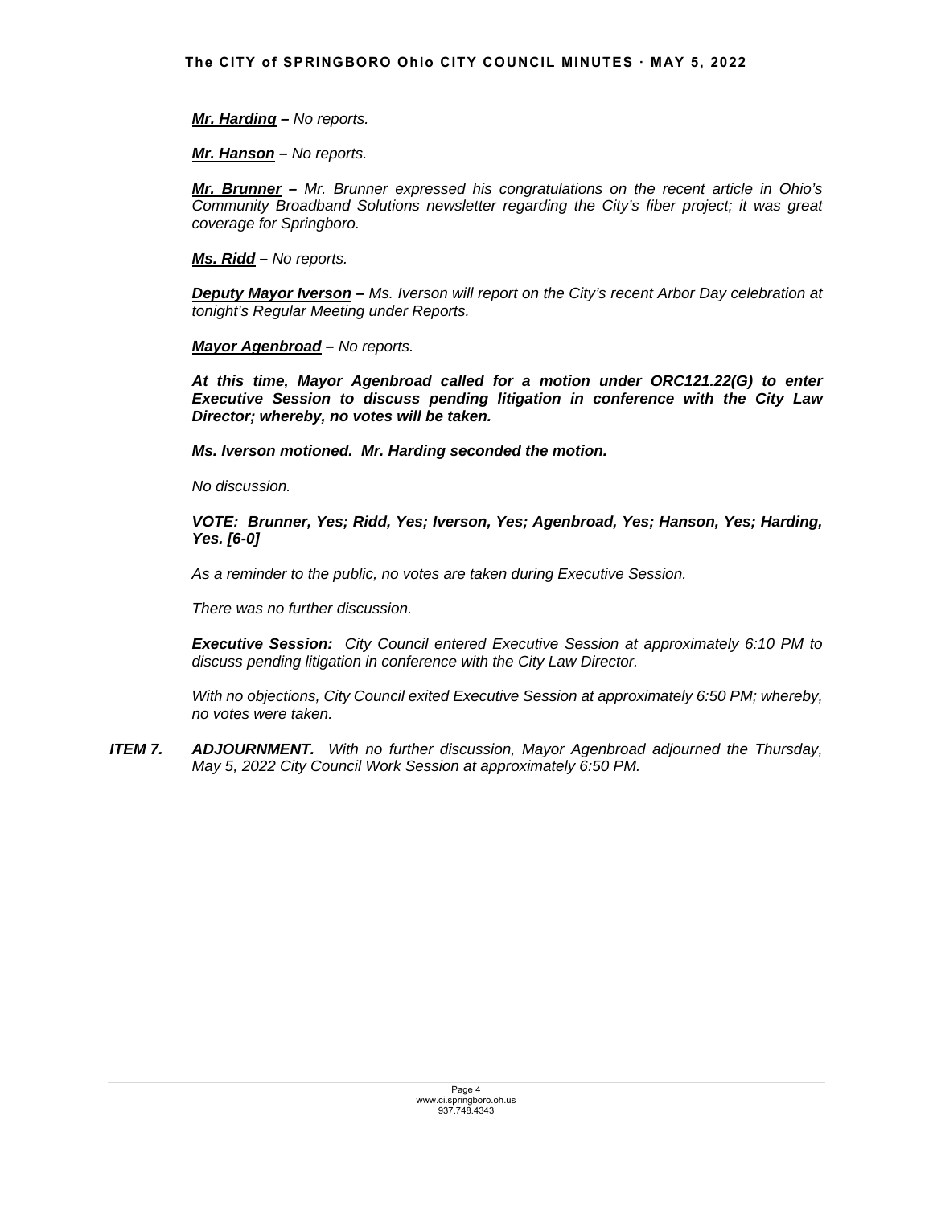***Mr. Harding** – No reports.*

***Mr. Hanson** – No reports.*

***Mr. Brunner** – Mr. Brunner expressed his congratulations on the recent article in Ohio's Community Broadband Solutions newsletter regarding the City's fiber project; it was great coverage for Springboro.*

***Ms. Ridd** – No reports.*

***Deputy Mayor Iverson** – Ms. Iverson will report on the City's recent Arbor Day celebration at tonight's Regular Meeting under Reports.*

***Mayor Agenbroad** – No reports.*

***At this time, Mayor Agenbroad called for a motion under ORC121.22(G) to enter Executive Session to discuss pending litigation in conference with the City Law Director; whereby, no votes will be taken.***

***Ms. Iverson motioned. Mr. Harding seconded the motion.***

*No discussion.*

***VOTE: Brunner, Yes; Ridd, Yes; Iverson, Yes; Agenbroad, Yes; Hanson, Yes; Harding, Yes. [6-0]***

*As a reminder to the public, no votes are taken during Executive Session.*

*There was no further discussion.*

***Executive Session:** City Council entered Executive Session at approximately 6:10 PM to discuss pending litigation in conference with the City Law Director.*

*With no objections, City Council exited Executive Session at approximately 6:50 PM; whereby, no votes were taken.*

***ITEM 7. ADJOURNMENT.** With no further discussion, Mayor Agenbroad adjourned the Thursday, May 5, 2022 City Council Work Session at approximately 6:50 PM.*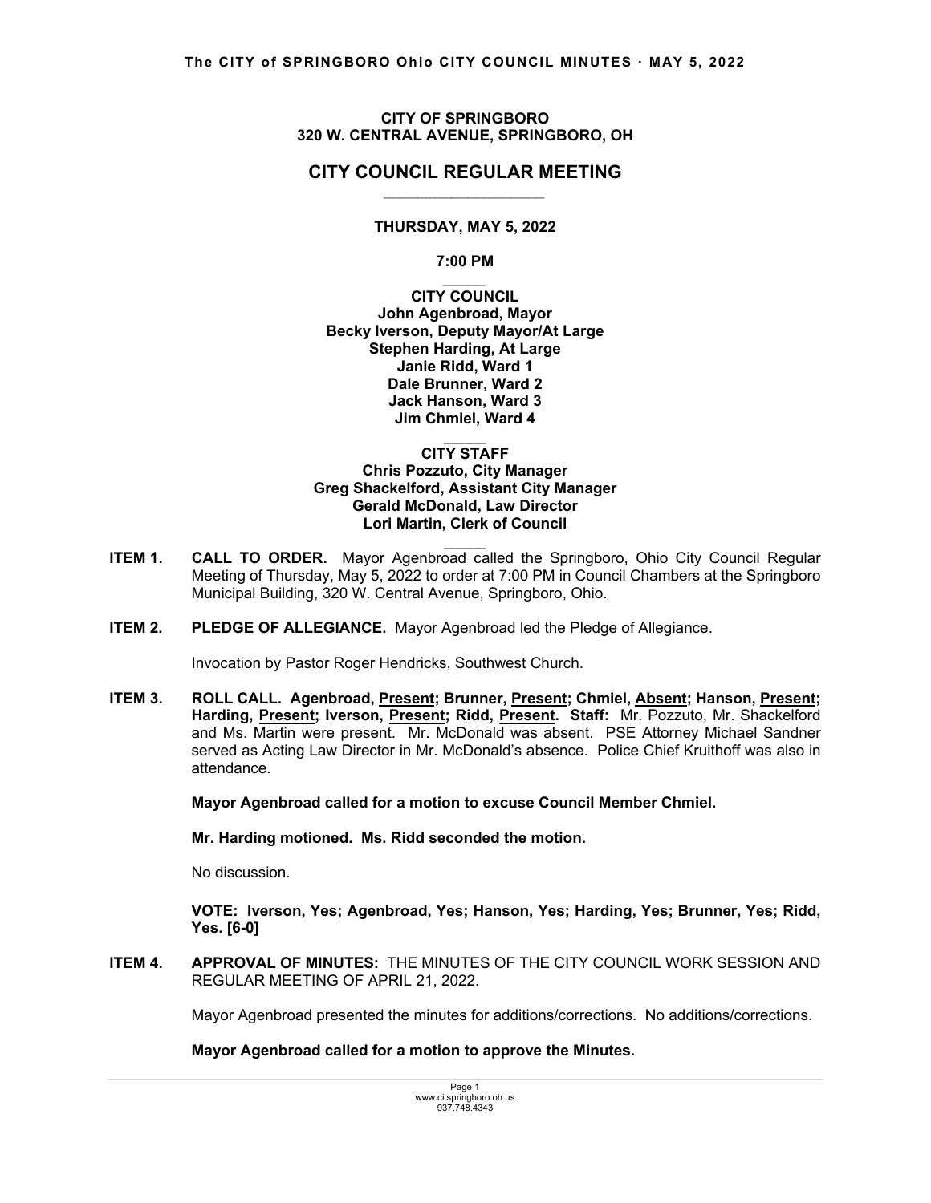**CITY OF SPRINGBORO**
**320 W. CENTRAL AVENUE, SPRINGBORO, OH**

# CITY COUNCIL REGULAR MEETING

**THURSDAY, MAY 5, 2022**

**7:00 PM**

**CITY COUNCIL**
**John Agenbroad, Mayor**
**Becky Iverson, Deputy Mayor/At Large**
**Stephen Harding, At Large**
**Janie Ridd, Ward 1**
**Dale Brunner, Ward 2**
**Jack Hanson, Ward 3**
**Jim Chmiel, Ward 4**

**CITY STAFF**
**Chris Pozzuto, City Manager**
**Greg Shackelford, Assistant City Manager**
**Gerald McDonald, Law Director**
**Lori Martin, Clerk of Council**

**ITEM 1. CALL TO ORDER.** Mayor Agenbroad called the Springboro, Ohio City Council Regular Meeting of Thursday, May 5, 2022 to order at 7:00 PM in Council Chambers at the Springboro Municipal Building, 320 W. Central Avenue, Springboro, Ohio.

**ITEM 2. PLEDGE OF ALLEGIANCE.** Mayor Agenbroad led the Pledge of Allegiance.

Invocation by Pastor Roger Hendricks, Southwest Church.

**ITEM 3. ROLL CALL. Agenbroad, Present; Brunner, Present; Chmiel, Absent; Hanson, Present; Harding, Present; Iverson, Present; Ridd, Present. Staff:** Mr. Pozzuto, Mr. Shackelford and Ms. Martin were present. Mr. McDonald was absent. PSE Attorney Michael Sandner served as Acting Law Director in Mr. McDonald's absence. Police Chief Kruithoff was also in attendance.

**Mayor Agenbroad called for a motion to excuse Council Member Chmiel.**

**Mr. Harding motioned. Ms. Ridd seconded the motion.**

No discussion.

**VOTE: Iverson, Yes; Agenbroad, Yes; Hanson, Yes; Harding, Yes; Brunner, Yes; Ridd, Yes. [6-0]**

**ITEM 4. APPROVAL OF MINUTES:** THE MINUTES OF THE CITY COUNCIL WORK SESSION AND REGULAR MEETING OF APRIL 21, 2022.

Mayor Agenbroad presented the minutes for additions/corrections. No additions/corrections.

**Mayor Agenbroad called for a motion to approve the Minutes.**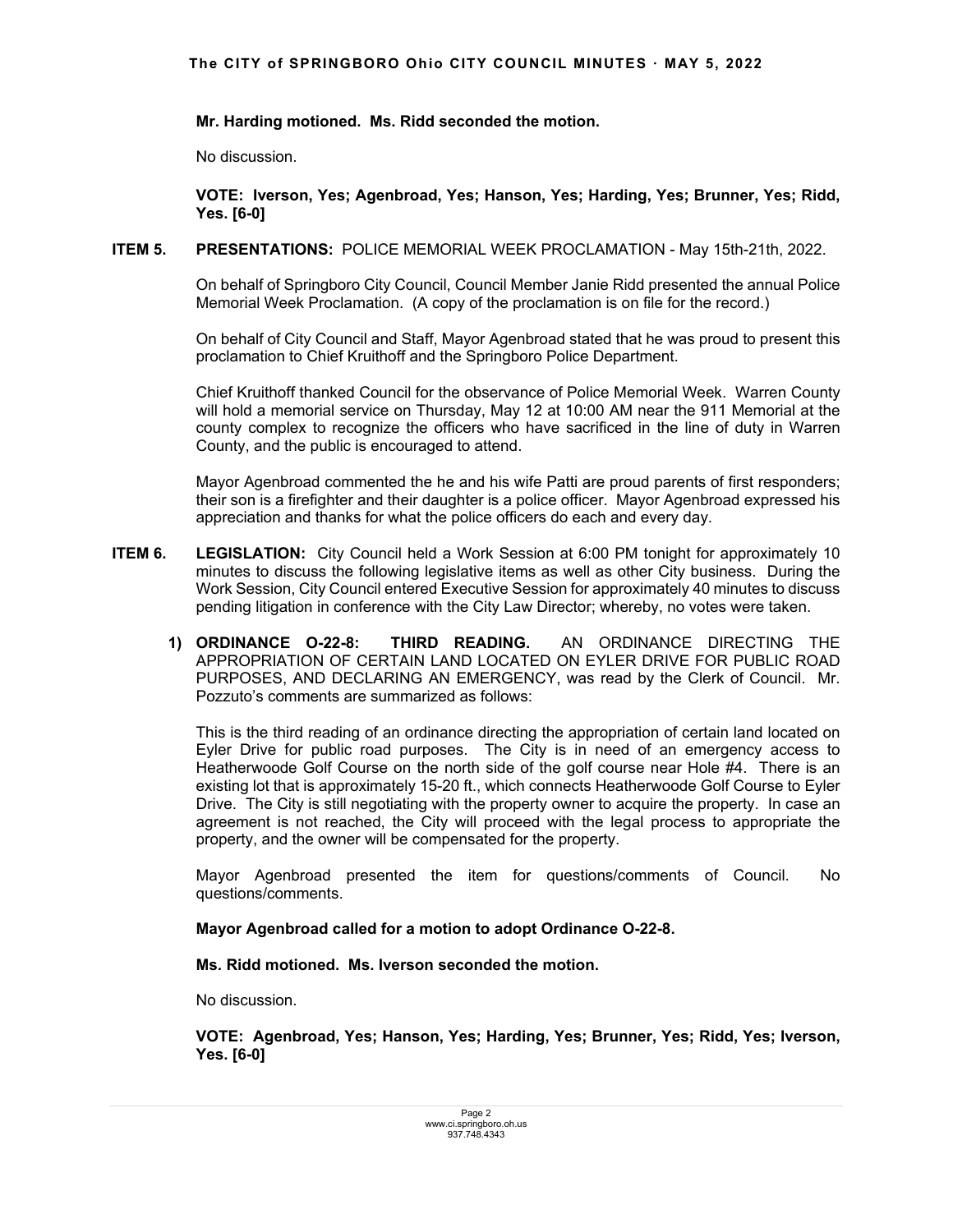**Mr. Harding motioned. Ms. Ridd seconded the motion.**

No discussion.

**VOTE: Iverson, Yes; Agenbroad, Yes; Hanson, Yes; Harding, Yes; Brunner, Yes; Ridd, Yes. [6-0]**

**ITEM 5. PRESENTATIONS:** POLICE MEMORIAL WEEK PROCLAMATION - May 15th-21th, 2022.

On behalf of Springboro City Council, Council Member Janie Ridd presented the annual Police Memorial Week Proclamation. (A copy of the proclamation is on file for the record.)

On behalf of City Council and Staff, Mayor Agenbroad stated that he was proud to present this proclamation to Chief Kruithoff and the Springboro Police Department.

Chief Kruithoff thanked Council for the observance of Police Memorial Week. Warren County will hold a memorial service on Thursday, May 12 at 10:00 AM near the 911 Memorial at the county complex to recognize the officers who have sacrificed in the line of duty in Warren County, and the public is encouraged to attend.

Mayor Agenbroad commented the he and his wife Patti are proud parents of first responders; their son is a firefighter and their daughter is a police officer. Mayor Agenbroad expressed his appreciation and thanks for what the police officers do each and every day.

**ITEM 6. LEGISLATION:** City Council held a Work Session at 6:00 PM tonight for approximately 10 minutes to discuss the following legislative items as well as other City business. During the Work Session, City Council entered Executive Session for approximately 40 minutes to discuss pending litigation in conference with the City Law Director; whereby, no votes were taken.

**1) ORDINANCE O-22-8: THIRD READING.** AN ORDINANCE DIRECTING THE APPROPRIATION OF CERTAIN LAND LOCATED ON EYLER DRIVE FOR PUBLIC ROAD PURPOSES, AND DECLARING AN EMERGENCY, was read by the Clerk of Council. Mr. Pozzuto's comments are summarized as follows:

This is the third reading of an ordinance directing the appropriation of certain land located on Eyler Drive for public road purposes. The City is in need of an emergency access to Heatherwoode Golf Course on the north side of the golf course near Hole #4. There is an existing lot that is approximately 15-20 ft., which connects Heatherwoode Golf Course to Eyler Drive. The City is still negotiating with the property owner to acquire the property. In case an agreement is not reached, the City will proceed with the legal process to appropriate the property, and the owner will be compensated for the property.

Mayor Agenbroad presented the item for questions/comments of Council. No questions/comments.

**Mayor Agenbroad called for a motion to adopt Ordinance O-22-8.**

**Ms. Ridd motioned. Ms. Iverson seconded the motion.**

No discussion.

**VOTE: Agenbroad, Yes; Hanson, Yes; Harding, Yes; Brunner, Yes; Ridd, Yes; Iverson, Yes. [6-0]**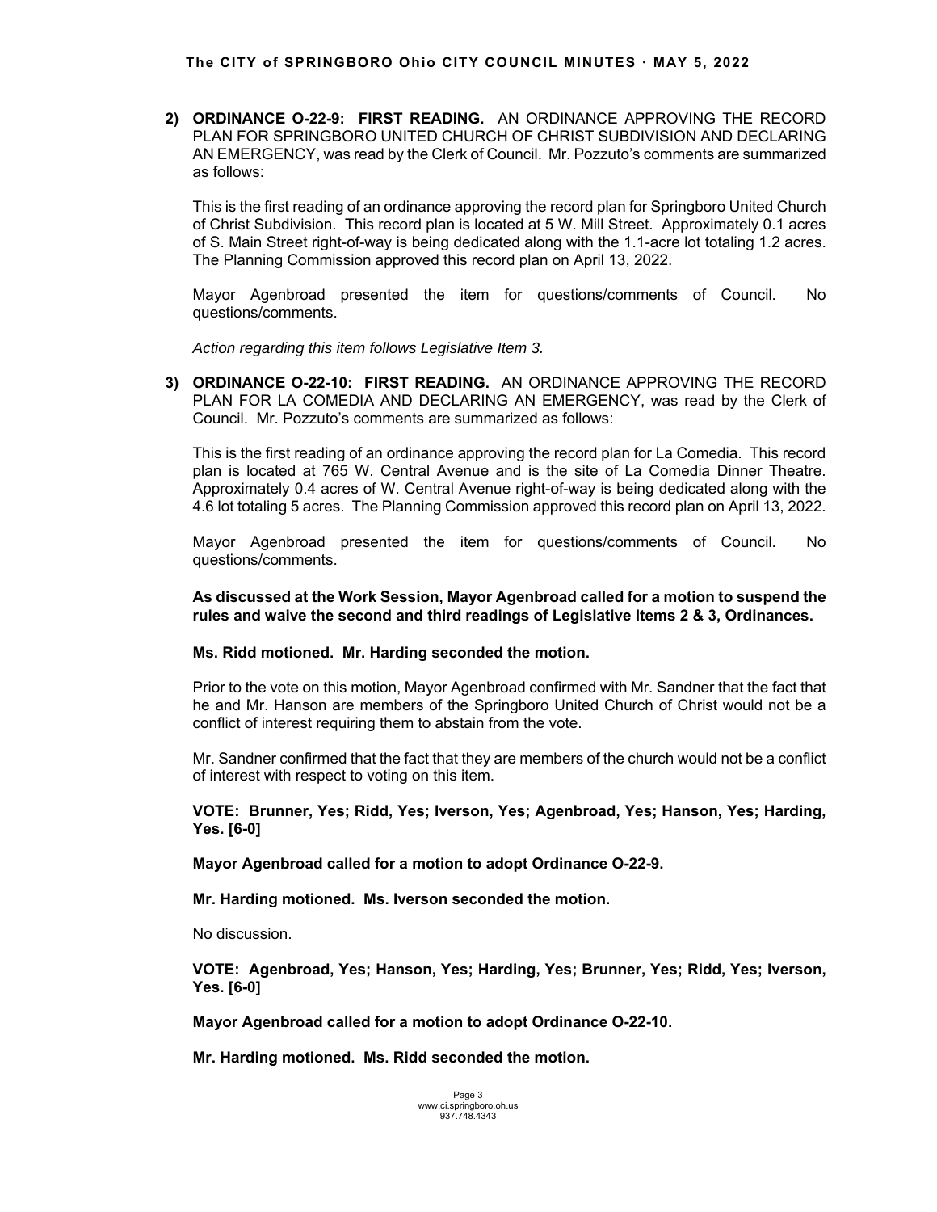2) **ORDINANCE O-22-9: FIRST READING.** AN ORDINANCE APPROVING THE RECORD PLAN FOR SPRINGBORO UNITED CHURCH OF CHRIST SUBDIVISION AND DECLARING AN EMERGENCY, was read by the Clerk of Council. Mr. Pozzuto's comments are summarized as follows:

   This is the first reading of an ordinance approving the record plan for Springboro United Church of Christ Subdivision. This record plan is located at 5 W. Mill Street. Approximately 0.1 acres of S. Main Street right-of-way is being dedicated along with the 1.1-acre lot totaling 1.2 acres. The Planning Commission approved this record plan on April 13, 2022.

   Mayor Agenbroad presented the item for questions/comments of Council. No questions/comments.

   *Action regarding this item follows Legislative Item 3.*

3) **ORDINANCE O-22-10: FIRST READING.** AN ORDINANCE APPROVING THE RECORD PLAN FOR LA COMEDIA AND DECLARING AN EMERGENCY, was read by the Clerk of Council. Mr. Pozzuto's comments are summarized as follows:

   This is the first reading of an ordinance approving the record plan for La Comedia. This record plan is located at 765 W. Central Avenue and is the site of La Comedia Dinner Theatre. Approximately 0.4 acres of W. Central Avenue right-of-way is being dedicated along with the 4.6 lot totaling 5 acres. The Planning Commission approved this record plan on April 13, 2022.

   Mayor Agenbroad presented the item for questions/comments of Council. No questions/comments.

   **As discussed at the Work Session, Mayor Agenbroad called for a motion to suspend the rules and waive the second and third readings of Legislative Items 2 & 3, Ordinances.**

   **Ms. Ridd motioned. Mr. Harding seconded the motion.**

   Prior to the vote on this motion, Mayor Agenbroad confirmed with Mr. Sandner that the fact that he and Mr. Hanson are members of the Springboro United Church of Christ would not be a conflict of interest requiring them to abstain from the vote.

   Mr. Sandner confirmed that the fact that they are members of the church would not be a conflict of interest with respect to voting on this item.

   **VOTE: Brunner, Yes; Ridd, Yes; Iverson, Yes; Agenbroad, Yes; Hanson, Yes; Harding, Yes. [6-0]**

   **Mayor Agenbroad called for a motion to adopt Ordinance O-22-9.**

   **Mr. Harding motioned. Ms. Iverson seconded the motion.**

   No discussion.

   **VOTE: Agenbroad, Yes; Hanson, Yes; Harding, Yes; Brunner, Yes; Ridd, Yes; Iverson, Yes. [6-0]**

   **Mayor Agenbroad called for a motion to adopt Ordinance O-22-10.**

   **Mr. Harding motioned. Ms. Ridd seconded the motion.**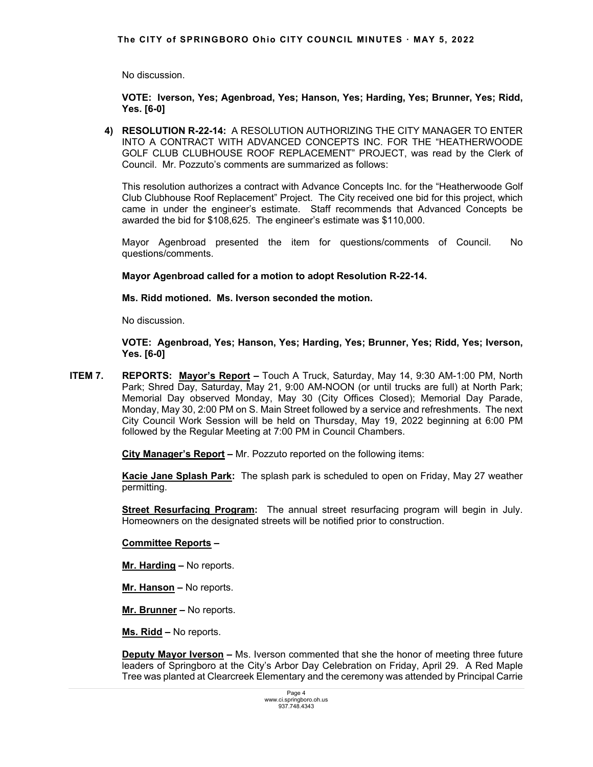No discussion.

**VOTE: Iverson, Yes; Agenbroad, Yes; Hanson, Yes; Harding, Yes; Brunner, Yes; Ridd, Yes. [6-0]**

4) **RESOLUTION R-22-14:** A RESOLUTION AUTHORIZING THE CITY MANAGER TO ENTER INTO A CONTRACT WITH ADVANCED CONCEPTS INC. FOR THE "HEATHERWOODE GOLF CLUB CLUBHOUSE ROOF REPLACEMENT" PROJECT, was read by the Clerk of Council. Mr. Pozzuto's comments are summarized as follows:

   This resolution authorizes a contract with Advance Concepts Inc. for the "Heatherwoode Golf Club Clubhouse Roof Replacement" Project. The City received one bid for this project, which came in under the engineer's estimate. Staff recommends that Advanced Concepts be awarded the bid for $108,625. The engineer's estimate was $110,000.

   Mayor Agenbroad presented the item for questions/comments of Council. No questions/comments.

   **Mayor Agenbroad called for a motion to adopt Resolution R-22-14.**

   **Ms. Ridd motioned. Ms. Iverson seconded the motion.**

   No discussion.

   **VOTE: Agenbroad, Yes; Hanson, Yes; Harding, Yes; Brunner, Yes; Ridd, Yes; Iverson, Yes. [6-0]**

**ITEM 7. REPORTS: Mayor's Report –** Touch A Truck, Saturday, May 14, 9:30 AM-1:00 PM, North Park; Shred Day, Saturday, May 21, 9:00 AM-NOON (or until trucks are full) at North Park; Memorial Day observed Monday, May 30 (City Offices Closed); Memorial Day Parade, Monday, May 30, 2:00 PM on S. Main Street followed by a service and refreshments. The next City Council Work Session will be held on Thursday, May 19, 2022 beginning at 6:00 PM followed by the Regular Meeting at 7:00 PM in Council Chambers.

**City Manager's Report –** Mr. Pozzuto reported on the following items:

**Kacie Jane Splash Park:** The splash park is scheduled to open on Friday, May 27 weather permitting.

**Street Resurfacing Program:** The annual street resurfacing program will begin in July. Homeowners on the designated streets will be notified prior to construction.

**Committee Reports –**

**Mr. Harding –** No reports.

**Mr. Hanson –** No reports.

**Mr. Brunner –** No reports.

**Ms. Ridd –** No reports.

**Deputy Mayor Iverson –** Ms. Iverson commented that she the honor of meeting three future leaders of Springboro at the City's Arbor Day Celebration on Friday, April 29. A Red Maple Tree was planted at Clearcreek Elementary and the ceremony was attended by Principal Carrie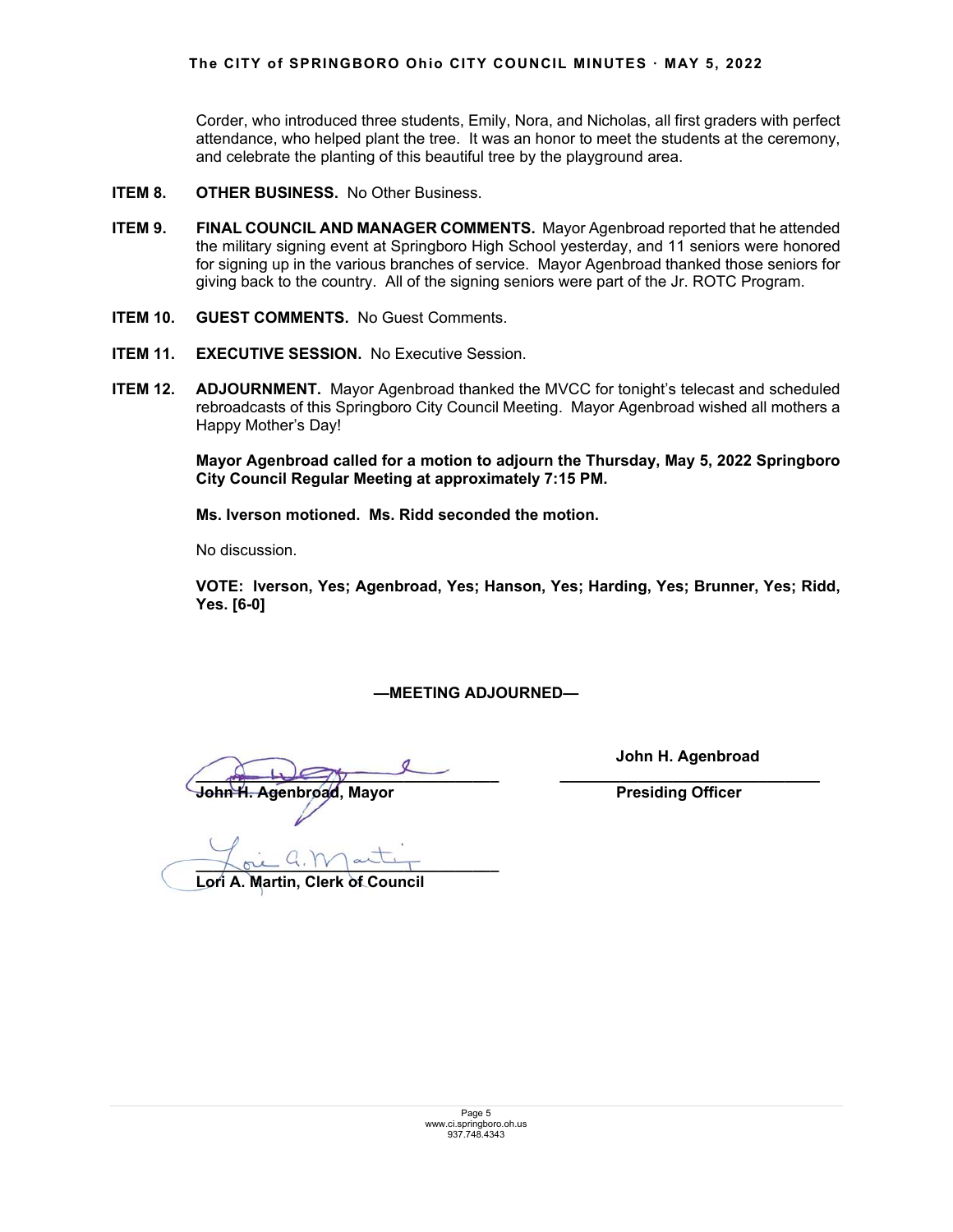Corder, who introduced three students, Emily, Nora, and Nicholas, all first graders with perfect attendance, who helped plant the tree. It was an honor to meet the students at the ceremony, and celebrate the planting of this beautiful tree by the playground area.

**ITEM 8. OTHER BUSINESS.** No Other Business.

**ITEM 9. FINAL COUNCIL AND MANAGER COMMENTS.** Mayor Agenbroad reported that he attended the military signing event at Springboro High School yesterday, and 11 seniors were honored for signing up in the various branches of service. Mayor Agenbroad thanked those seniors for giving back to the country. All of the signing seniors were part of the Jr. ROTC Program.

**ITEM 10. GUEST COMMENTS.** No Guest Comments.

**ITEM 11. EXECUTIVE SESSION.** No Executive Session.

**ITEM 12. ADJOURNMENT.** Mayor Agenbroad thanked the MVCC for tonight's telecast and scheduled rebroadcasts of this Springboro City Council Meeting. Mayor Agenbroad wished all mothers a Happy Mother's Day!

**Mayor Agenbroad called for a motion to adjourn the Thursday, May 5, 2022 Springboro City Council Regular Meeting at approximately 7:15 PM.**

**Ms. Iverson motioned. Ms. Ridd seconded the motion.**

No discussion.

**VOTE: Iverson, Yes; Agenbroad, Yes; Hanson, Yes; Harding, Yes; Brunner, Yes; Ridd, Yes. [6-0]**

**—MEETING ADJOURNED—**

**John H. Agenbroad, Mayor**

**John H. Agenbroad**
**Presiding Officer**

**Lori A. Martin, Clerk of Council**